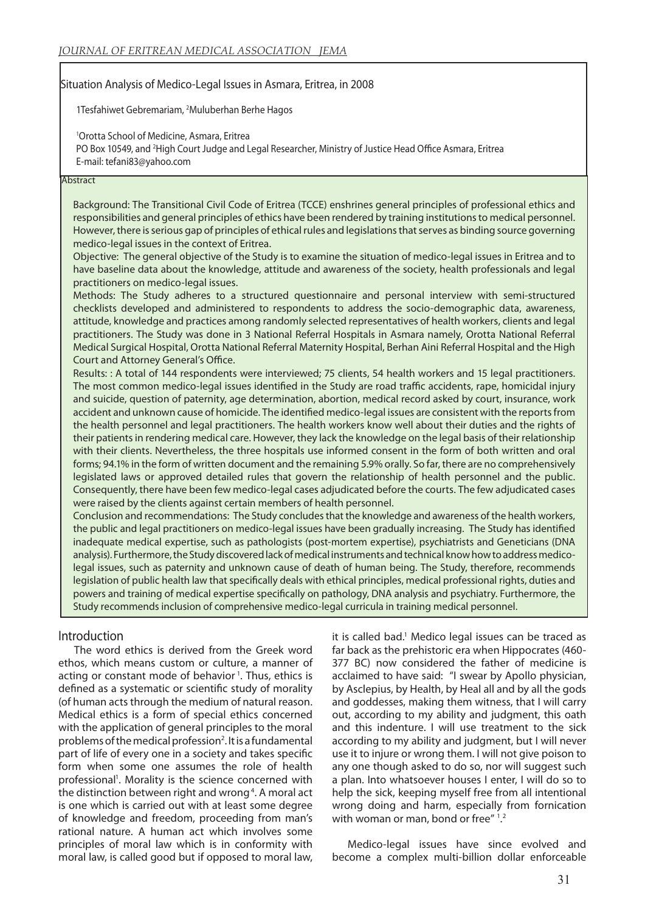# Situation Analysis of Medico-Legal Issues in Asmara, Eritrea, in 2008

1Tesfahiwet Gebremariam, [2]Muluberhan Berhe Hagos

[1]Orotta School of Medicine, Asmara, Eritrea
PO Box 10549, and [2]High Court Judge and Legal Researcher, Ministry of Justice Head Office Asmara, Eritrea
E-mail: tefani83@yahoo.com

## Abstract

Background: The Transitional Civil Code of Eritrea (TCCE) enshrines general principles of professional ethics and responsibilities and general principles of ethics have been rendered by training institutions to medical personnel. However, there is serious gap of principles of ethical rules and legislations that serves as binding source governing medico-legal issues in the context of Eritrea.

Objective: The general objective of the Study is to examine the situation of medico-legal issues in Eritrea and to have baseline data about the knowledge, attitude and awareness of the society, health professionals and legal practitioners on medico-legal issues.

Methods: The Study adheres to a structured questionnaire and personal interview with semi-structured checklists developed and administered to respondents to address the socio-demographic data, awareness, attitude, knowledge and practices among randomly selected representatives of health workers, clients and legal practitioners. The Study was done in 3 National Referral Hospitals in Asmara namely, Orotta National Referral Medical Surgical Hospital, Orotta National Referral Maternity Hospital, Berhan Aini Referral Hospital and the High Court and Attorney General's Office.

Results: : A total of 144 respondents were interviewed; 75 clients, 54 health workers and 15 legal practitioners. The most common medico-legal issues identified in the Study are road traffic accidents, rape, homicidal injury and suicide, question of paternity, age determination, abortion, medical record asked by court, insurance, work accident and unknown cause of homicide. The identified medico-legal issues are consistent with the reports from the health personnel and legal practitioners. The health workers know well about their duties and the rights of their patients in rendering medical care. However, they lack the knowledge on the legal basis of their relationship with their clients. Nevertheless, the three hospitals use informed consent in the form of both written and oral forms; 94.1% in the form of written document and the remaining 5.9% orally. So far, there are no comprehensively legislated laws or approved detailed rules that govern the relationship of health personnel and the public. Consequently, there have been few medico-legal cases adjudicated before the courts. The few adjudicated cases were raised by the clients against certain members of health personnel.

Conclusion and recommendations: The Study concludes that the knowledge and awareness of the health workers, the public and legal practitioners on medico-legal issues have been gradually increasing. The Study has identified inadequate medical expertise, such as pathologists (post-mortem expertise), psychiatrists and Geneticians (DNA analysis). Furthermore, the Study discovered lack of medical instruments and technical know how to address medico-legal issues, such as paternity and unknown cause of death of human being. The Study, therefore, recommends legislation of public health law that specifically deals with ethical principles, medical professional rights, duties and powers and training of medical expertise specifically on pathology, DNA analysis and psychiatry. Furthermore, the Study recommends inclusion of comprehensive medico-legal curricula in training medical personnel.

## Introduction

The word ethics is derived from the Greek word ethos, which means custom or culture, a manner of acting or constant mode of behavior [1]. Thus, ethics is defined as a systematic or scientific study of morality (of human acts through the medium of natural reason. Medical ethics is a form of special ethics concerned with the application of general principles to the moral problems of the medical profession[2]. It is a fundamental part of life of every one in a society and takes specific form when some one assumes the role of health professional[1]. Morality is the science concerned with the distinction between right and wrong[4]. A moral act is one which is carried out with at least some degree of knowledge and freedom, proceeding from man's rational nature. A human act which involves some principles of moral law which is in conformity with moral law, is called good but if opposed to moral law, it is called bad.[1] Medico legal issues can be traced as far back as the prehistoric era when Hippocrates (460-377 BC) now considered the father of medicine is acclaimed to have said: "I swear by Apollo physician, by Asclepius, by Health, by Heal all and by all the gods and goddesses, making them witness, that I will carry out, according to my ability and judgment, this oath and this indenture. I will use treatment to the sick according to my ability and judgment, but I will never use it to injure or wrong them. I will not give poison to any one though asked to do so, nor will suggest such a plan. Into whatsoever houses I enter, I will do so to help the sick, keeping myself free from all intentional wrong doing and harm, especially from fornication with woman or man, bond or free" [1,2]

Medico-legal issues have since evolved and become a complex multi-billion dollar enforceable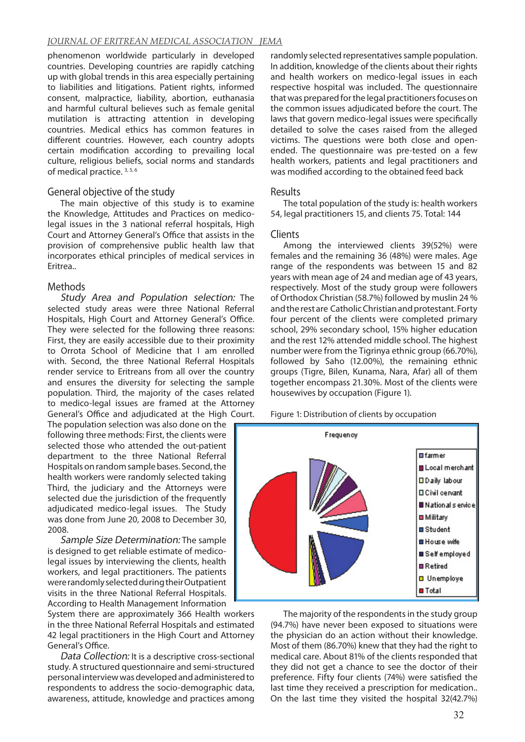phenomenon worldwide particularly in developed countries. Developing countries are rapidly catching up with global trends in this area especially pertaining to liabilities and litigations. Patient rights, informed consent, malpractice, liability, abortion, euthanasia and harmful cultural believes such as female genital mutilation is attracting attention in developing countries. Medical ethics has common features in different countries. However, each country adopts certain modification according to prevailing local culture, religious beliefs, social norms and standards of medical practice. [3, 5, 6]

## General objective of the study

The main objective of this study is to examine the Knowledge, Attitudes and Practices on medico-legal issues in the 3 national referral hospitals, High Court and Attorney General's Office that assists in the provision of comprehensive public health law that incorporates ethical principles of medical services in Eritrea..

## Methods

*Study Area and Population selection:* The selected study areas were three National Referral Hospitals, High Court and Attorney General's Office. They were selected for the following three reasons: First, they are easily accessible due to their proximity to Orrota School of Medicine that I am enrolled with. Second, the three National Referral Hospitals render service to Eritreans from all over the country and ensures the diversity for selecting the sample population. Third, the majority of the cases related to medico-legal issues are framed at the Attorney General's Office and adjudicated at the High Court. The population selection was also done on the following three methods: First, the clients were selected those who attended the out-patient department to the three National Referral Hospitals on random sample bases. Second, the health workers were randomly selected taking Third, the judiciary and the Attorneys were selected due the jurisdiction of the frequently adjudicated medico-legal issues. The Study was done from June 20, 2008 to December 30, 2008.

*Sample Size Determination:* The sample is designed to get reliable estimate of medico-legal issues by interviewing the clients, health workers, and legal practitioners. The patients were randomly selected during their Outpatient visits in the three National Referral Hospitals. According to Health Management Information System there are approximately 366 Health workers in the three National Referral Hospitals and estimated 42 legal practitioners in the High Court and Attorney General's Office.

*Data Collection:* It is a descriptive cross-sectional study. A structured questionnaire and semi-structured personal interview was developed and administered to respondents to address the socio-demographic data, awareness, attitude, knowledge and practices among randomly selected representatives sample population. In addition, knowledge of the clients about their rights and health workers on medico-legal issues in each respective hospital was included. The questionnaire that was prepared for the legal practitioners focuses on the common issues adjudicated before the court. The laws that govern medico-legal issues were specifically detailed to solve the cases raised from the alleged victims. The questions were both close and open-ended. The questionnaire was pre-tested on a few health workers, patients and legal practitioners and was modified according to the obtained feed back

## Results

The total population of the study is: health workers 54, legal practitioners 15, and clients 75. Total: 144

## Clients

Among the interviewed clients 39(52%) were females and the remaining 36 (48%) were males. Age range of the respondents was between 15 and 82 years with mean age of 24 and median age of 43 years, respectively. Most of the study group were followers of Orthodox Christian (58.7%) followed by muslin 24 % and the rest are Catholic Christian and protestant. Forty four percent of the clients were completed primary school, 29% secondary school, 15% higher education and the rest 12% attended middle school. The highest number were from the Tigrinya ethnic group (66.70%), followed by Saho (12.00%), the remaining ethnic groups (Tigre, Bilen, Kunama, Nara, Afar) all of them together encompass 21.30%. Most of the clients were housewives by occupation (Figure 1).

Figure 1: Distribution of clients by occupation

The majority of the respondents in the study group (94.7%) have never been exposed to situations were the physician do an action without their knowledge. Most of them (86.70%) knew that they had the right to medical care. About 81% of the clients responded that they did not get a chance to see the doctor of their preference. Fifty four clients (74%) were satisfied the last time they received a prescription for medication.. On the last time they visited the hospital 32(42.7%)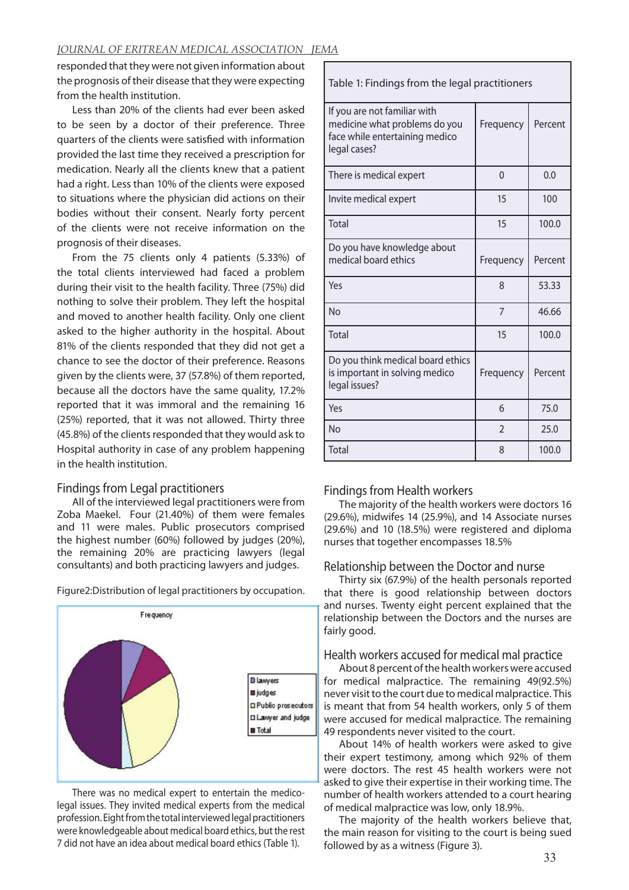responded that they were not given information about the prognosis of their disease that they were expecting from the health institution.

Less than 20% of the clients had ever been asked to be seen by a doctor of their preference. Three quarters of the clients were satisfied with information provided the last time they received a prescription for medication. Nearly all the clients knew that a patient had a right. Less than 10% of the clients were exposed to situations where the physician did actions on their bodies without their consent. Nearly forty percent of the clients were not receive information on the prognosis of their diseases.

From the 75 clients only 4 patients (5.33%) of the total clients interviewed had faced a problem during their visit to the health facility. Three (75%) did nothing to solve their problem. They left the hospital and moved to another health facility. Only one client asked to the higher authority in the hospital. About 81% of the clients responded that they did not get a chance to see the doctor of their preference. Reasons given by the clients were, 37 (57.8%) of them reported, because all the doctors have the same quality, 17.2% reported that it was immoral and the remaining 16 (25%) reported, that it was not allowed. Thirty three (45.8%) of the clients responded that they would ask to Hospital authority in case of any problem happening in the health institution.

## Findings from Legal practitioners

All of the interviewed legal practitioners were from Zoba Maekel. Four (21.40%) of them were females and 11 were males. Public prosecutors comprised the highest number (60%) followed by judges (20%), the remaining 20% are practicing lawyers (legal consultants) and both practicing lawyers and judges.

Figure2:Distribution of legal practitioners by occupation.

There was no medical expert to entertain the medico-legal issues. They invited medical experts from the medical profession. Eight from the total interviewed legal practitioners were knowledgeable about medical board ethics, but the rest 7 did not have an idea about medical board ethics (Table 1).

Table 1: Findings from the legal practitioners

| If you are not familiar with medicine what problems do you face while entertaining medico legal cases? | Frequency | Percent |
|---|---|---|
| There is medical expert | 0 | 0.0 |
| Invite medical expert | 15 | 100 |
| Total | 15 | 100.0 |
| **Do you have knowledge about medical board ethics** | **Frequency** | **Percent** |
| Yes | 8 | 53.33 |
| No | 7 | 46.66 |
| Total | 15 | 100.0 |
| **Do you think medical board ethics is important in solving medico legal issues?** | **Frequency** | **Percent** |
| Yes | 6 | 75.0 |
| No | 2 | 25.0 |
| Total | 8 | 100.0 |

## Findings from Health workers

The majority of the health workers were doctors 16 (29.6%), midwifes 14 (25.9%), and 14 Associate nurses (29.6%) and 10 (18.5%) were registered and diploma nurses that together encompasses 18.5%

## Relationship between the Doctor and nurse

Thirty six (67.9%) of the health personals reported that there is good relationship between doctors and nurses. Twenty eight percent explained that the relationship between the Doctors and the nurses are fairly good.

## Health workers accused for medical mal practice

About 8 percent of the health workers were accused for medical malpractice. The remaining 49(92.5%) never visit to the court due to medical malpractice. This is meant that from 54 health workers, only 5 of them were accused for medical malpractice. The remaining 49 respondents never visited to the court.

About 14% of health workers were asked to give their expert testimony, among which 92% of them were doctors. The rest 45 health workers were not asked to give their expertise in their working time. The number of health workers attended to a court hearing of medical malpractice was low, only 18.9%.

The majority of the health workers believe that, the main reason for visiting to the court is being sued followed by as a witness (Figure 3).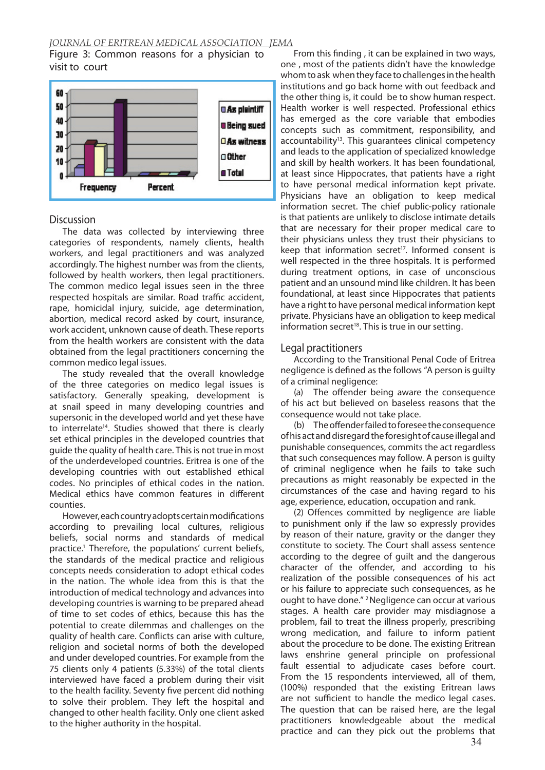Figure 3: Common reasons for a physician to visit to court

60
50
40
30
20
10
0
Frequency
Percent
As plaintiff
Being sued
As witness
Other
Total

## Discussion

The data was collected by interviewing three categories of respondents, namely clients, health workers, and legal practitioners and was analyzed accordingly. The highest number was from the clients, followed by health workers, then legal practitioners. The common medico legal issues seen in the three respected hospitals are similar. Road traffic accident, rape, homicidal injury, suicide, age determination, abortion, medical record asked by court, insurance, work accident, unknown cause of death. These reports from the health workers are consistent with the data obtained from the legal practitioners concerning the common medico legal issues.

The study revealed that the overall knowledge of the three categories on medico legal issues is satisfactory. Generally speaking, development is at snail speed in many developing countries and supersonic in the developed world and yet these have to interrelate[14]. Studies showed that there is clearly set ethical principles in the developed countries that guide the quality of health care. This is not true in most of the underdeveloped countries. Eritrea is one of the developing countries with out established ethical codes. No principles of ethical codes in the nation. Medical ethics have common features in different counties.

However, each country adopts certain modifications according to prevailing local cultures, religious beliefs, social norms and standards of medical practice.[1] Therefore, the populations' current beliefs, the standards of the medical practice and religious concepts needs consideration to adopt ethical codes in the nation. The whole idea from this is that the introduction of medical technology and advances into developing countries is warning to be prepared ahead of time to set codes of ethics, because this has the potential to create dilemmas and challenges on the quality of health care. Conflicts can arise with culture, religion and societal norms of both the developed and under developed countries. For example from the 75 clients only 4 patients (5.33%) of the total clients interviewed have faced a problem during their visit to the health facility. Seventy five percent did nothing to solve their problem. They left the hospital and changed to other health facility. Only one client asked to the higher authority in the hospital.

From this finding , it can be explained in two ways, one , most of the patients didn't have the knowledge whom to ask when they face to challenges in the health institutions and go back home with out feedback and the other thing is, it could be to show human respect. Health worker is well respected. Professional ethics has emerged as the core variable that embodies concepts such as commitment, responsibility, and accountability[13]. This guarantees clinical competency and leads to the application of specialized knowledge and skill by health workers. It has been foundational, at least since Hippocrates, that patients have a right to have personal medical information kept private. Physicians have an obligation to keep medical information secret. The chief public-policy rationale is that patients are unlikely to disclose intimate details that are necessary for their proper medical care to their physicians unless they trust their physicians to keep that information secret[17]. Informed consent is well respected in the three hospitals. It is performed during treatment options, in case of unconscious patient and an unsound mind like children. It has been foundational, at least since Hippocrates that patients have a right to have personal medical information kept private. Physicians have an obligation to keep medical information secret[18]. This is true in our setting.

## Legal practitioners

According to the Transitional Penal Code of Eritrea negligence is defined as the follows "A person is guilty of a criminal negligence:

(a) The offender being aware the consequence of his act but believed on baseless reasons that the consequence would not take place.

(b) The offender failed to foresee the consequence of his act and disregard the foresight of cause illegal and punishable consequences, commits the act regardless that such consequences may follow. A person is guilty of criminal negligence when he fails to take such precautions as might reasonably be expected in the circumstances of the case and having regard to his age, experience, education, occupation and rank.

(2) Offences committed by negligence are liable to punishment only if the law so expressly provides by reason of their nature, gravity or the danger they constitute to society. The Court shall assess sentence according to the degree of guilt and the dangerous character of the offender, and according to his realization of the possible consequences of his act or his failure to appreciate such consequences, as he ought to have done."[2] Negligence can occur at various stages. A health care provider may misdiagnose a problem, fail to treat the illness properly, prescribing wrong medication, and failure to inform patient about the procedure to be done. The existing Eritrean laws enshrine general principle on professional fault essential to adjudicate cases before court. From the 15 respondents interviewed, all of them, (100%) responded that the existing Eritrean laws are not sufficient to handle the medico legal cases. The question that can be raised here, are the legal practitioners knowledgeable about the medical practice and can they pick out the problems that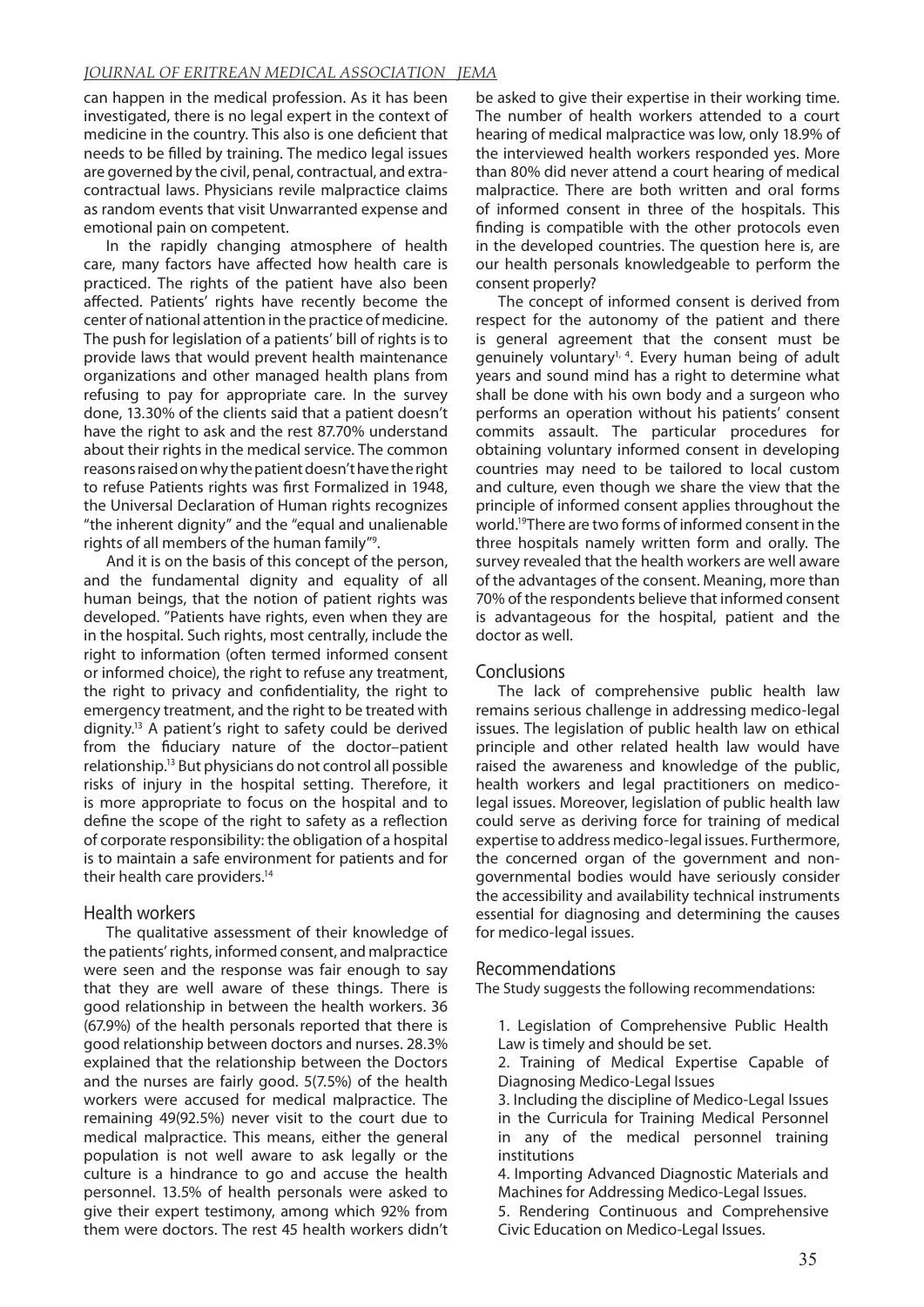can happen in the medical profession. As it has been investigated, there is no legal expert in the context of medicine in the country. This also is one deficient that needs to be filled by training. The medico legal issues are governed by the civil, penal, contractual, and extra-contractual laws. Physicians revile malpractice claims as random events that visit Unwarranted expense and emotional pain on competent.

In the rapidly changing atmosphere of health care, many factors have affected how health care is practiced. The rights of the patient have also been affected. Patients' rights have recently become the center of national attention in the practice of medicine. The push for legislation of a patients' bill of rights is to provide laws that would prevent health maintenance organizations and other managed health plans from refusing to pay for appropriate care. In the survey done, 13.30% of the clients said that a patient doesn't have the right to ask and the rest 87.70% understand about their rights in the medical service. The common reasons raised on why the patient doesn't have the right to refuse Patients rights was first Formalized in 1948, the Universal Declaration of Human rights recognizes "the inherent dignity" and the "equal and unalienable rights of all members of the human family"[9].

And it is on the basis of this concept of the person, and the fundamental dignity and equality of all human beings, that the notion of patient rights was developed. "Patients have rights, even when they are in the hospital. Such rights, most centrally, include the right to information (often termed informed consent or informed choice), the right to refuse any treatment, the right to privacy and confidentiality, the right to emergency treatment, and the right to be treated with dignity.[13] A patient's right to safety could be derived from the fiduciary nature of the doctor–patient relationship.[13] But physicians do not control all possible risks of injury in the hospital setting. Therefore, it is more appropriate to focus on the hospital and to define the scope of the right to safety as a reflection of corporate responsibility: the obligation of a hospital is to maintain a safe environment for patients and for their health care providers.[14]

## Health workers

The qualitative assessment of their knowledge of the patients' rights, informed consent, and malpractice were seen and the response was fair enough to say that they are well aware of these things. There is good relationship in between the health workers. 36 (67.9%) of the health personals reported that there is good relationship between doctors and nurses. 28.3% explained that the relationship between the Doctors and the nurses are fairly good. 5(7.5%) of the health workers were accused for medical malpractice. The remaining 49(92.5%) never visit to the court due to medical malpractice. This means, either the general population is not well aware to ask legally or the culture is a hindrance to go and accuse the health personnel. 13.5% of health personals were asked to give their expert testimony, among which 92% from them were doctors. The rest 45 health workers didn't be asked to give their expertise in their working time. The number of health workers attended to a court hearing of medical malpractice was low, only 18.9% of the interviewed health workers responded yes. More than 80% did never attend a court hearing of medical malpractice. There are both written and oral forms of informed consent in three of the hospitals. This finding is compatible with the other protocols even in the developed countries. The question here is, are our health personals knowledgeable to perform the consent properly?

The concept of informed consent is derived from respect for the autonomy of the patient and there is general agreement that the consent must be genuinely voluntary[1, 4]. Every human being of adult years and sound mind has a right to determine what shall be done with his own body and a surgeon who performs an operation without his patients' consent commits assault. The particular procedures for obtaining voluntary informed consent in developing countries may need to be tailored to local custom and culture, even though we share the view that the principle of informed consent applies throughout the world.[19] There are two forms of informed consent in the three hospitals namely written form and orally. The survey revealed that the health workers are well aware of the advantages of the consent. Meaning, more than 70% of the respondents believe that informed consent is advantageous for the hospital, patient and the doctor as well.

## Conclusions

The lack of comprehensive public health law remains serious challenge in addressing medico-legal issues. The legislation of public health law on ethical principle and other related health law would have raised the awareness and knowledge of the public, health workers and legal practitioners on medico-legal issues. Moreover, legislation of public health law could serve as deriving force for training of medical expertise to address medico-legal issues. Furthermore, the concerned organ of the government and non-governmental bodies would have seriously consider the accessibility and availability technical instruments essential for diagnosing and determining the causes for medico-legal issues.

## Recommendations

The Study suggests the following recommendations:

1. Legislation of Comprehensive Public Health Law is timely and should be set.
2. Training of Medical Expertise Capable of Diagnosing Medico-Legal Issues
3. Including the discipline of Medico-Legal Issues in the Curricula for Training Medical Personnel in any of the medical personnel training institutions
4. Importing Advanced Diagnostic Materials and Machines for Addressing Medico-Legal Issues.
5. Rendering Continuous and Comprehensive Civic Education on Medico-Legal Issues.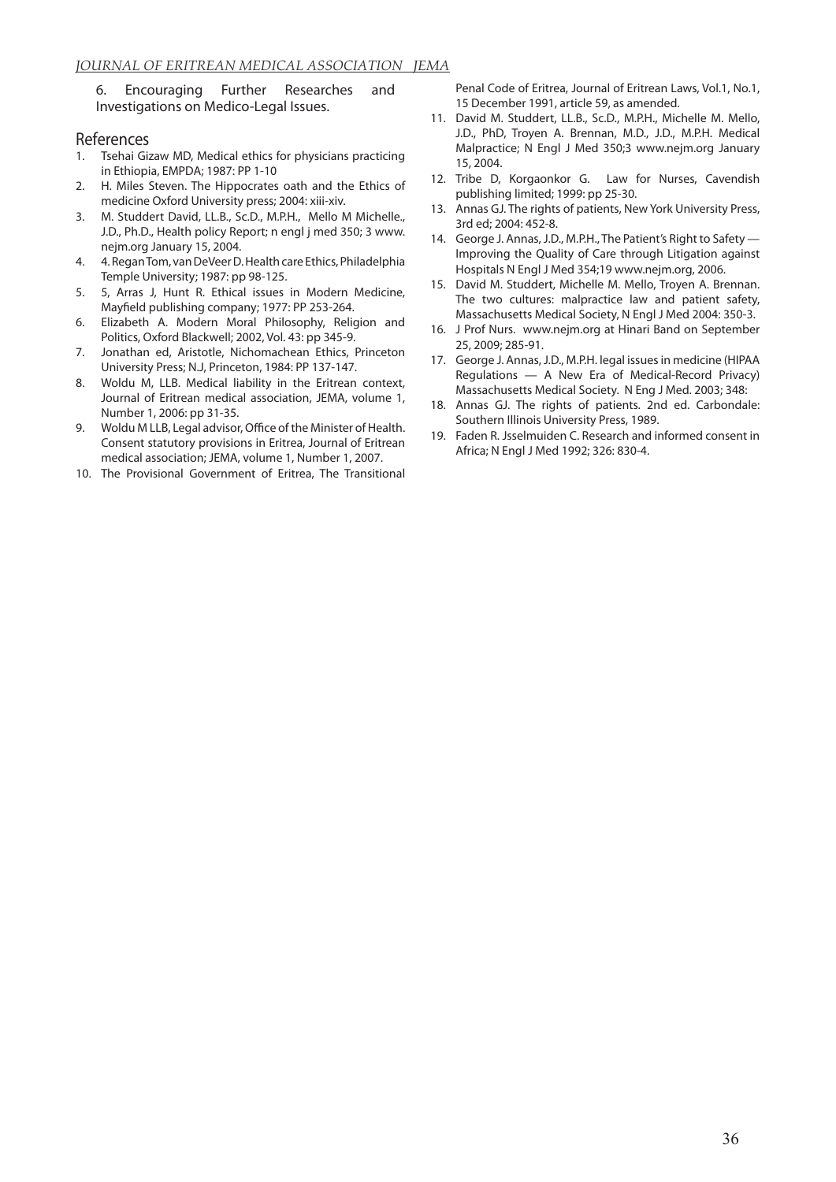6. Encouraging Further Researches and Investigations on Medico-Legal Issues.

## References

1. Tsehai Gizaw MD, Medical ethics for physicians practicing in Ethiopia, EMPDA; 1987: PP 1-10
2. H. Miles Steven. The Hippocrates oath and the Ethics of medicine Oxford University press; 2004: xiii-xiv.
3. M. Studdert David, LL.B., Sc.D., M.P.H., Mello M Michelle., J.D., Ph.D., Health policy Report; n engl j med 350; 3 www.nejm.org January 15, 2004.
4. 4. Regan Tom, van DeVeer D. Health care Ethics, Philadelphia Temple University; 1987: pp 98-125.
5. 5, Arras J, Hunt R. Ethical issues in Modern Medicine, Mayfield publishing company; 1977: PP 253-264.
6. Elizabeth A. Modern Moral Philosophy, Religion and Politics, Oxford Blackwell; 2002, Vol. 43: pp 345-9.
7. Jonathan ed, Aristotle, Nichomachean Ethics, Princeton University Press; N.J, Princeton, 1984: PP 137-147.
8. Woldu M, LLB. Medical liability in the Eritrean context, Journal of Eritrean medical association, JEMA, volume 1, Number 1, 2006: pp 31-35.
9. Woldu M LLB, Legal advisor, Office of the Minister of Health. Consent statutory provisions in Eritrea, Journal of Eritrean medical association; JEMA, volume 1, Number 1, 2007.
10. The Provisional Government of Eritrea, The Transitional Penal Code of Eritrea, Journal of Eritrean Laws, Vol.1, No.1, 15 December 1991, article 59, as amended.
11. David M. Studdert, LL.B., Sc.D., M.P.H., Michelle M. Mello, J.D., PhD, Troyen A. Brennan, M.D., J.D., M.P.H. Medical Malpractice; N Engl J Med 350;3 www.nejm.org January 15, 2004.
12. Tribe D, Korgaonkor G. Law for Nurses, Cavendish publishing limited; 1999: pp 25-30.
13. Annas GJ. The rights of patients, New York University Press, 3rd ed; 2004: 452-8.
14. George J. Annas, J.D., M.P.H., The Patient's Right to Safety — Improving the Quality of Care through Litigation against Hospitals N Engl J Med 354;19 www.nejm.org, 2006.
15. David M. Studdert, Michelle M. Mello, Troyen A. Brennan. The two cultures: malpractice law and patient safety, Massachusetts Medical Society, N Engl J Med 2004: 350-3.
16. J Prof Nurs. www.nejm.org at Hinari Band on September 25, 2009; 285-91.
17. George J. Annas, J.D., M.P.H. legal issues in medicine (HIPAA Regulations — A New Era of Medical-Record Privacy) Massachusetts Medical Society. N Eng J Med. 2003; 348:
18. Annas GJ. The rights of patients. 2nd ed. Carbondale: Southern Illinois University Press, 1989.
19. Faden R. Jsselmuiden C. Research and informed consent in Africa; N Engl J Med 1992; 326: 830-4.